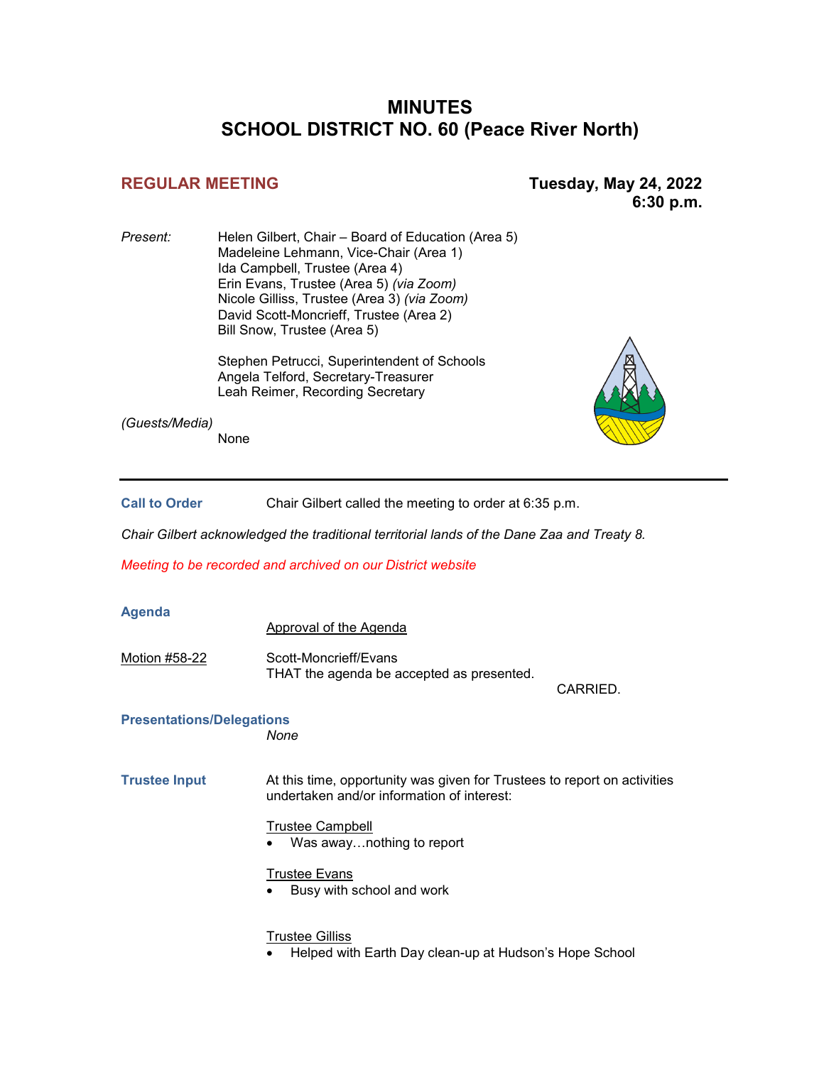# MINUTES
# SCHOOL DISTRICT NO. 60 (Peace River North)

## REGULAR MEETING

**Tuesday, May 24, 2022**
**6:30 p.m.**

*Present:*

Helen Gilbert, Chair – Board of Education (Area 5)
Madeleine Lehmann, Vice-Chair (Area 1)
Ida Campbell, Trustee (Area 4)
Erin Evans, Trustee (Area 5) *(via Zoom)*
Nicole Gilliss, Trustee (Area 3) *(via Zoom)*
David Scott-Moncrieff, Trustee (Area 2)
Bill Snow, Trustee (Area 5)

Stephen Petrucci, Superintendent of Schools
Angela Telford, Secretary-Treasurer
Leah Reimer, Recording Secretary

*(Guests/Media)*

None

---

**Call to Order**

Chair Gilbert called the meeting to order at 6:35 p.m.

*Chair Gilbert acknowledged the traditional territorial lands of the Dane Zaa and Treaty 8.*

*Meeting to be recorded and archived on our District website*

**Agenda**

Approval of the Agenda

Motion #58-22

Scott-Moncrieff/Evans
THAT the agenda be accepted as presented.

CARRIED.

**Presentations/Delegations**

*None*

**Trustee Input**

At this time, opportunity was given for Trustees to report on activities undertaken and/or information of interest:

Trustee Campbell

- Was away…nothing to report

Trustee Evans

- Busy with school and work

Trustee Gilliss

- Helped with Earth Day clean-up at Hudson's Hope School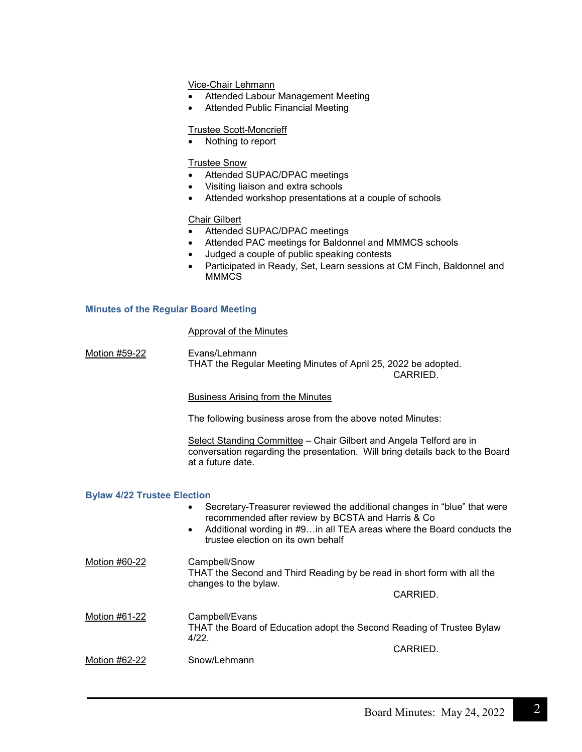Vice-Chair Lehmann

- Attended Labour Management Meeting
- Attended Public Financial Meeting

Trustee Scott-Moncrieff

- Nothing to report

Trustee Snow

- Attended SUPAC/DPAC meetings
- Visiting liaison and extra schools
- Attended workshop presentations at a couple of schools

Chair Gilbert

- Attended SUPAC/DPAC meetings
- Attended PAC meetings for Baldonnel and MMMCS schools
- Judged a couple of public speaking contests
- Participated in Ready, Set, Learn sessions at CM Finch, Baldonnel and MMMCS

## Minutes of the Regular Board Meeting

Approval of the Minutes

Motion #59-22

Evans/Lehmann
THAT the Regular Meeting Minutes of April 25, 2022 be adopted.

CARRIED.

Business Arising from the Minutes

The following business arose from the above noted Minutes:

Select Standing Committee – Chair Gilbert and Angela Telford are in conversation regarding the presentation. Will bring details back to the Board at a future date.

## Bylaw 4/22 Trustee Election

- Secretary-Treasurer reviewed the additional changes in “blue” that were recommended after review by BCSTA and Harris & Co
- Additional wording in #9…in all TEA areas where the Board conducts the trustee election on its own behalf

Motion #60-22

Campbell/Snow
THAT the Second and Third Reading by be read in short form with all the changes to the bylaw.

CARRIED.

Motion #61-22

Campbell/Evans
THAT the Board of Education adopt the Second Reading of Trustee Bylaw 4/22.

CARRIED.

Motion #62-22

Snow/Lehmann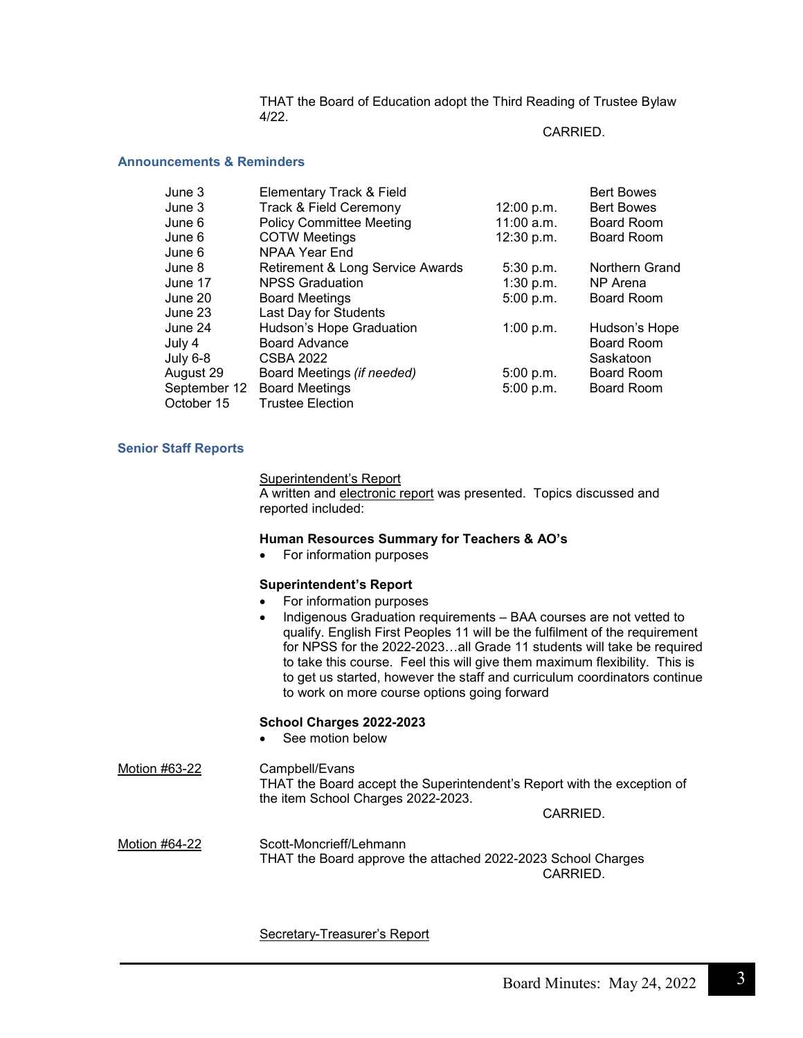THAT the Board of Education adopt the Third Reading of Trustee Bylaw 4/22.

CARRIED.

## Announcements & Reminders

| | | | |
|---|---|---|---|
| June 3 | Elementary Track & Field | | Bert Bowes |
| June 3 | Track & Field Ceremony | 12:00 p.m. | Bert Bowes |
| June 6 | Policy Committee Meeting | 11:00 a.m. | Board Room |
| June 6 | COTW Meetings | 12:30 p.m. | Board Room |
| June 6 | NPAA Year End | | |
| June 8 | Retirement & Long Service Awards | 5:30 p.m. | Northern Grand |
| June 17 | NPSS Graduation | 1:30 p.m. | NP Arena |
| June 20 | Board Meetings | 5:00 p.m. | Board Room |
| June 23 | Last Day for Students | | |
| June 24 | Hudson's Hope Graduation | 1:00 p.m. | Hudson's Hope |
| July 4 | Board Advance | | Board Room |
| July 6-8 | CSBA 2022 | | Saskatoon |
| August 29 | Board Meetings *(if needed)* | 5:00 p.m. | Board Room |
| September 12 | Board Meetings | 5:00 p.m. | Board Room |
| October 15 | Trustee Election | | |

## Senior Staff Reports

Superintendent's Report

A written and electronic report was presented. Topics discussed and reported included:

**Human Resources Summary for Teachers & AO's**

- For information purposes

**Superintendent's Report**

- For information purposes
- Indigenous Graduation requirements – BAA courses are not vetted to qualify. English First Peoples 11 will be the fulfilment of the requirement for NPSS for the 2022-2023…all Grade 11 students will take be required to take this course. Feel this will give them maximum flexibility. This is to get us started, however the staff and curriculum coordinators continue to work on more course options going forward

**School Charges 2022-2023**

- See motion below

Motion #63-22

Campbell/Evans

THAT the Board accept the Superintendent's Report with the exception of the item School Charges 2022-2023.

CARRIED.

Motion #64-22

Scott-Moncrieff/Lehmann

THAT the Board approve the attached 2022-2023 School Charges

CARRIED.

Secretary-Treasurer's Report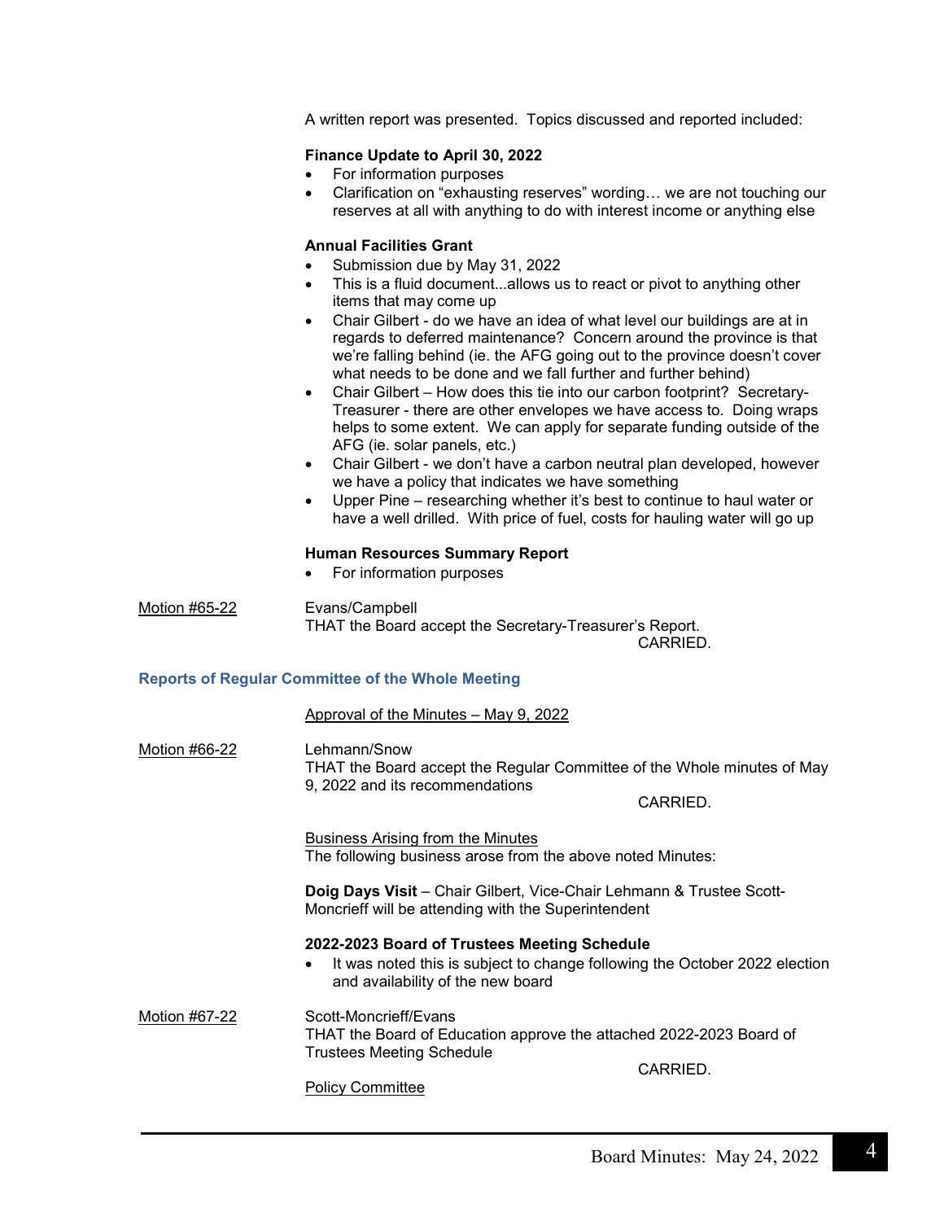A written report was presented. Topics discussed and reported included:

**Finance Update to April 30, 2022**

- For information purposes
- Clarification on "exhausting reserves" wording… we are not touching our reserves at all with anything to do with interest income or anything else

**Annual Facilities Grant**

- Submission due by May 31, 2022
- This is a fluid document...allows us to react or pivot to anything other items that may come up
- Chair Gilbert - do we have an idea of what level our buildings are at in regards to deferred maintenance? Concern around the province is that we're falling behind (ie. the AFG going out to the province doesn't cover what needs to be done and we fall further and further behind)
- Chair Gilbert – How does this tie into our carbon footprint? Secretary-Treasurer - there are other envelopes we have access to. Doing wraps helps to some extent. We can apply for separate funding outside of the AFG (ie. solar panels, etc.)
- Chair Gilbert - we don't have a carbon neutral plan developed, however we have a policy that indicates we have something
- Upper Pine – researching whether it's best to continue to haul water or have a well drilled. With price of fuel, costs for hauling water will go up

**Human Resources Summary Report**

- For information purposes

Motion #65-22 — Evans/Campbell
THAT the Board accept the Secretary-Treasurer's Report.
CARRIED.

## Reports of Regular Committee of the Whole Meeting

Approval of the Minutes – May 9, 2022

Motion #66-22 — Lehmann/Snow
THAT the Board accept the Regular Committee of the Whole minutes of May 9, 2022 and its recommendations
CARRIED.

Business Arising from the Minutes
The following business arose from the above noted Minutes:

**Doig Days Visit** – Chair Gilbert, Vice-Chair Lehmann & Trustee Scott-Moncrieff will be attending with the Superintendent

**2022-2023 Board of Trustees Meeting Schedule**

- It was noted this is subject to change following the October 2022 election and availability of the new board

Motion #67-22 — Scott-Moncrieff/Evans
THAT the Board of Education approve the attached 2022-2023 Board of Trustees Meeting Schedule
CARRIED.

Policy Committee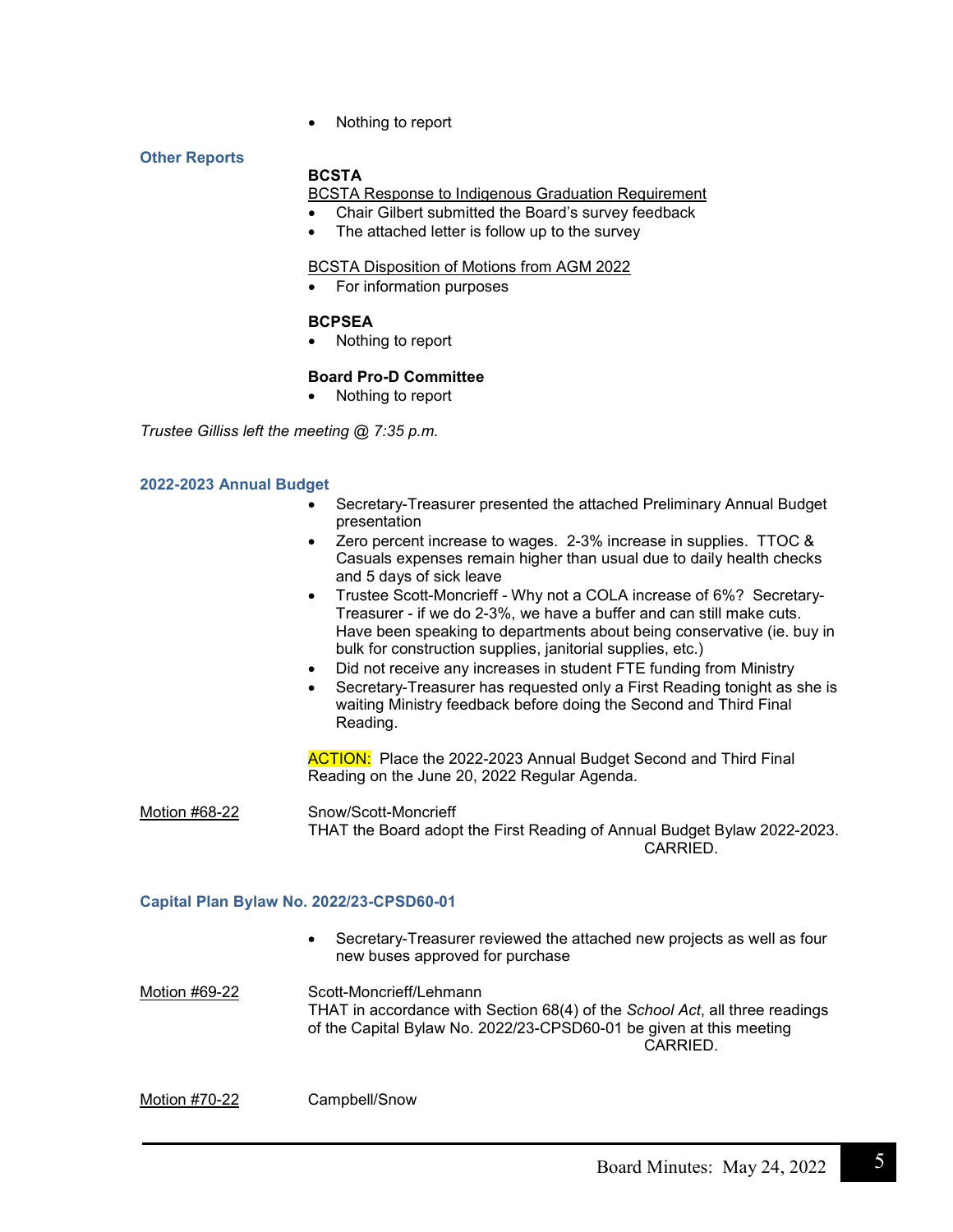- Nothing to report

### Other Reports

**BCSTA**

BCSTA Response to Indigenous Graduation Requirement

- Chair Gilbert submitted the Board's survey feedback
- The attached letter is follow up to the survey

BCSTA Disposition of Motions from AGM 2022

- For information purposes

**BCPSEA**

- Nothing to report

**Board Pro-D Committee**

- Nothing to report

*Trustee Gilliss left the meeting @ 7:35 p.m.*

### 2022-2023 Annual Budget

- Secretary-Treasurer presented the attached Preliminary Annual Budget presentation
- Zero percent increase to wages. 2-3% increase in supplies. TTOC & Casuals expenses remain higher than usual due to daily health checks and 5 days of sick leave
- Trustee Scott-Moncrieff - Why not a COLA increase of 6%? Secretary-Treasurer - if we do 2-3%, we have a buffer and can still make cuts. Have been speaking to departments about being conservative (ie. buy in bulk for construction supplies, janitorial supplies, etc.)
- Did not receive any increases in student FTE funding from Ministry
- Secretary-Treasurer has requested only a First Reading tonight as she is waiting Ministry feedback before doing the Second and Third Final Reading.

ACTION: Place the 2022-2023 Annual Budget Second and Third Final Reading on the June 20, 2022 Regular Agenda.

Motion #68-22 — Snow/Scott-Moncrieff
THAT the Board adopt the First Reading of Annual Budget Bylaw 2022-2023.
CARRIED.

### Capital Plan Bylaw No. 2022/23-CPSD60-01

- Secretary-Treasurer reviewed the attached new projects as well as four new buses approved for purchase

Motion #69-22 — Scott-Moncrieff/Lehmann
THAT in accordance with Section 68(4) of the *School Act*, all three readings of the Capital Bylaw No. 2022/23-CPSD60-01 be given at this meeting
CARRIED.

Motion #70-22 — Campbell/Snow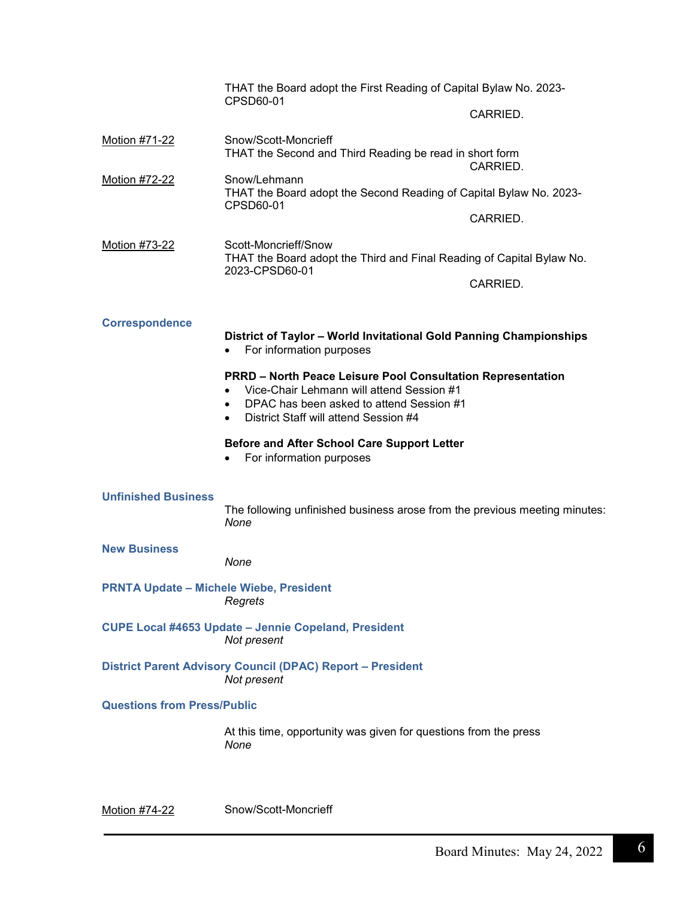THAT the Board adopt the First Reading of Capital Bylaw No. 2023-CPSD60-01

CARRIED.

Motion #71-22 — Snow/Scott-Moncrieff

THAT the Second and Third Reading be read in short form

CARRIED.

Motion #72-22 — Snow/Lehmann

THAT the Board adopt the Second Reading of Capital Bylaw No. 2023-CPSD60-01

CARRIED.

Motion #73-22 — Scott-Moncrieff/Snow

THAT the Board adopt the Third and Final Reading of Capital Bylaw No. 2023-CPSD60-01

CARRIED.

## Correspondence

**District of Taylor – World Invitational Gold Panning Championships**

- For information purposes

**PRRD – North Peace Leisure Pool Consultation Representation**

- Vice-Chair Lehmann will attend Session #1
- DPAC has been asked to attend Session #1
- District Staff will attend Session #4

**Before and After School Care Support Letter**

- For information purposes

## Unfinished Business

The following unfinished business arose from the previous meeting minutes:
*None*

## New Business

*None*

## PRNTA Update – Michele Wiebe, President

*Regrets*

## CUPE Local #4653 Update – Jennie Copeland, President

*Not present*

## District Parent Advisory Council (DPAC) Report – President

*Not present*

## Questions from Press/Public

At this time, opportunity was given for questions from the press
*None*

Motion #74-22 — Snow/Scott-Moncrieff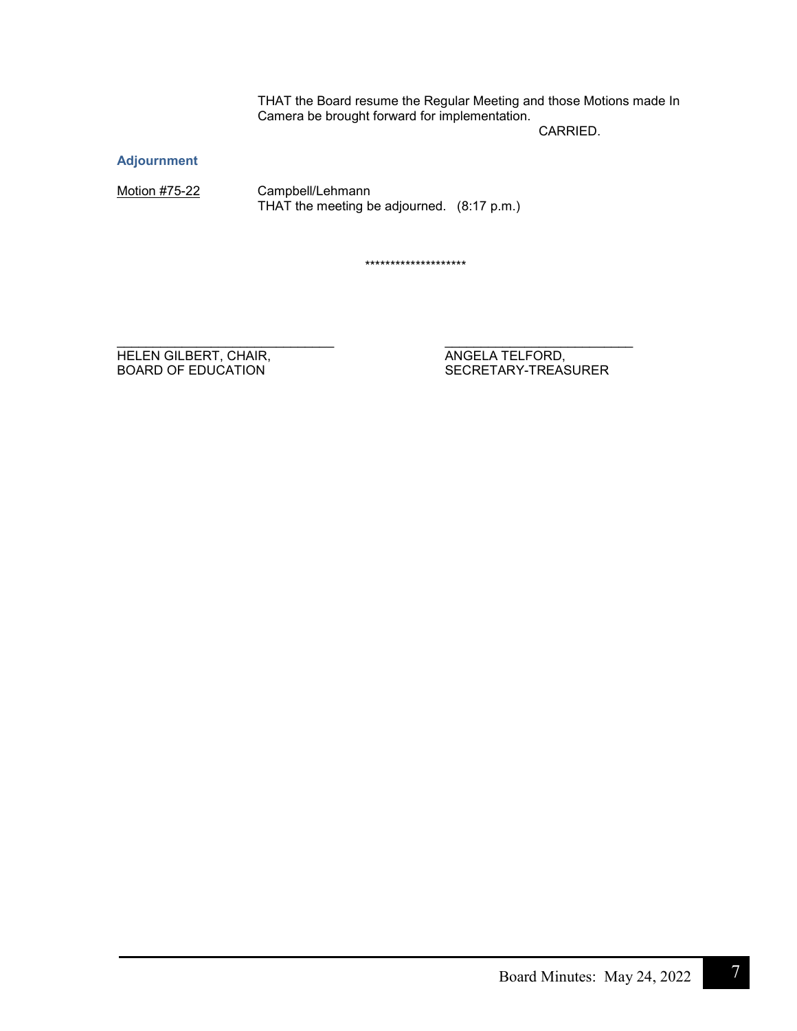THAT the Board resume the Regular Meeting and those Motions made In Camera be brought forward for implementation.

CARRIED.

### Adjournment

<u>Motion #75-22</u> Campbell/Lehmann
THAT the meeting be adjourned. (8:17 p.m.)

********************

| | |
|---|---|
| _____________________________ | _____________________________ |
| HELEN GILBERT, CHAIR,<br>BOARD OF EDUCATION | ANGELA TELFORD,<br>SECRETARY-TREASURER |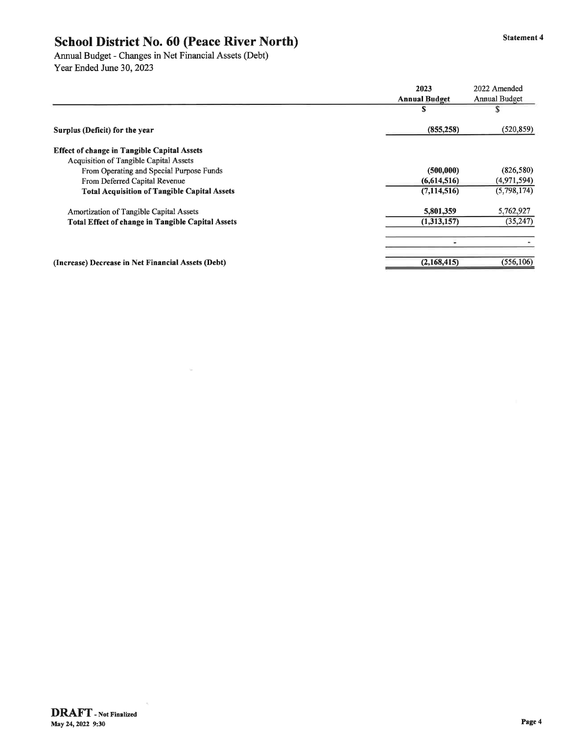# School District No. 60 (Peace River North)

Statement 4

Annual Budget - Changes in Net Financial Assets (Debt)
Year Ended June 30, 2023

| | 2023 Annual Budget | 2022 Amended Annual Budget |
|---|---|---|
| | $ | $ |
| **Surplus (Deficit) for the year** | **(855,258)** | (520,859) |
| **Effect of change in Tangible Capital Assets** | | |
| Acquisition of Tangible Capital Assets | | |
| From Operating and Special Purpose Funds | **(500,000)** | (826,580) |
| From Deferred Capital Revenue | **(6,614,516)** | (4,971,594) |
| **Total Acquisition of Tangible Capital Assets** | **(7,114,516)** | (5,798,174) |
| Amortization of Tangible Capital Assets | **5,801,359** | 5,762,927 |
| **Total Effect of change in Tangible Capital Assets** | **(1,313,157)** | (35,247) |
| | - | - |
| **(Increase) Decrease in Net Financial Assets (Debt)** | **(2,168,415)** | (556,106) |

**DRAFT** - Not Finalized
May 24, 2022 9:30